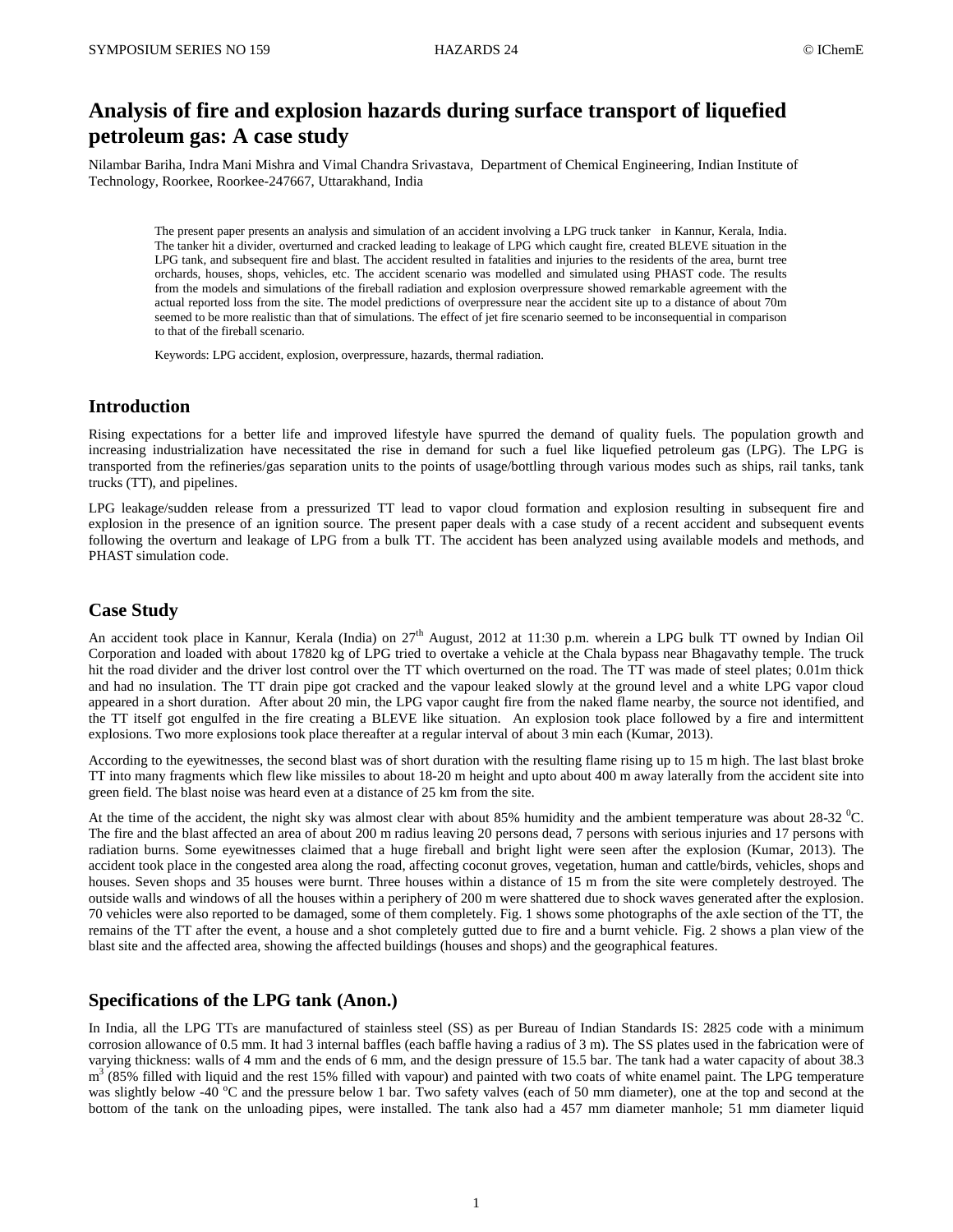# Analysis of fire and explosion hazards during surface transport of liquefied petroleum gas: A case study

Nilambar Bariha, Indra Mani Mishra and Vimal Chandra Srivastava, Department of Chemical Engineering, Indian Institute of Technology, Roorkee, Roorkee-247667, Uttarakhand, India

The present paper presents an analysis and simulation of an accident involving a LPG truck tanker in Kannur, Kerala, India. The tanker hit a divider, overturned and cracked leading to leakage of LPG which caught fire, created BLEVE situation in the LPG tank, and subsequent fire and blast. The accident resulted in fatalities and injuries to the residents of the area, burnt tree orchards, houses, shops, vehicles, etc. The accident scenario was modelled and simulated using PHAST code. The results from the models and simulations of the fireball radiation and explosion overpressure showed remarkable agreement with the actual reported loss from the site. The model predictions of overpressure near the accident site up to a distance of about 70m seemed to be more realistic than that of simulations. The effect of jet fire scenario seemed to be inconsequential in comparison to that of the fireball scenario.

Keywords: LPG accident, explosion, overpressure, hazards, thermal radiation.

## Introduction

Rising expectations for a better life and improved lifestyle have spurred the demand of quality fuels. The population growth and increasing industrialization have necessitated the rise in demand for such a fuel like liquefied petroleum gas (LPG). The LPG is transported from the refineries/gas separation units to the points of usage/bottling through various modes such as ships, rail tanks, tank trucks (TT), and pipelines.

LPG leakage/sudden release from a pressurized TT lead to vapor cloud formation and explosion resulting in subsequent fire and explosion in the presence of an ignition source. The present paper deals with a case study of a recent accident and subsequent events following the overturn and leakage of LPG from a bulk TT. The accident has been analyzed using available models and methods, and PHAST simulation code.

## Case Study

An accident took place in Kannur, Kerala (India) on 27th August, 2012 at 11:30 p.m. wherein a LPG bulk TT owned by Indian Oil Corporation and loaded with about 17820 kg of LPG tried to overtake a vehicle at the Chala bypass near Bhagavathy temple. The truck hit the road divider and the driver lost control over the TT which overturned on the road. The TT was made of steel plates; 0.01m thick and had no insulation. The TT drain pipe got cracked and the vapour leaked slowly at the ground level and a white LPG vapor cloud appeared in a short duration. After about 20 min, the LPG vapor caught fire from the naked flame nearby, the source not identified, and the TT itself got engulfed in the fire creating a BLEVE like situation. An explosion took place followed by a fire and intermittent explosions. Two more explosions took place thereafter at a regular interval of about 3 min each (Kumar, 2013).

According to the eyewitnesses, the second blast was of short duration with the resulting flame rising up to 15 m high. The last blast broke TT into many fragments which flew like missiles to about 18-20 m height and upto about 400 m away laterally from the accident site into green field. The blast noise was heard even at a distance of 25 km from the site.

At the time of the accident, the night sky was almost clear with about 85% humidity and the ambient temperature was about 28-32 $^0$C. The fire and the blast affected an area of about 200 m radius leaving 20 persons dead, 7 persons with serious injuries and 17 persons with radiation burns. Some eyewitnesses claimed that a huge fireball and bright light were seen after the explosion (Kumar, 2013). The accident took place in the congested area along the road, affecting coconut groves, vegetation, human and cattle/birds, vehicles, shops and houses. Seven shops and 35 houses were burnt. Three houses within a distance of 15 m from the site were completely destroyed. The outside walls and windows of all the houses within a periphery of 200 m were shattered due to shock waves generated after the explosion. 70 vehicles were also reported to be damaged, some of them completely. Fig. 1 shows some photographs of the axle section of the TT, the remains of the TT after the event, a house and a shot completely gutted due to fire and a burnt vehicle. Fig. 2 shows a plan view of the blast site and the affected area, showing the affected buildings (houses and shops) and the geographical features.

## Specifications of the LPG tank (Anon.)

In India, all the LPG TTs are manufactured of stainless steel (SS) as per Bureau of Indian Standards IS: 2825 code with a minimum corrosion allowance of 0.5 mm. It had 3 internal baffles (each baffle having a radius of 3 m). The SS plates used in the fabrication were of varying thickness: walls of 4 mm and the ends of 6 mm, and the design pressure of 15.5 bar. The tank had a water capacity of about 38.3 $m^3$ (85% filled with liquid and the rest 15% filled with vapour) and painted with two coats of white enamel paint. The LPG temperature was slightly below -40 $^o$C and the pressure below 1 bar. Two safety valves (each of 50 mm diameter), one at the top and second at the bottom of the tank on the unloading pipes, were installed. The tank also had a 457 mm diameter manhole; 51 mm diameter liquid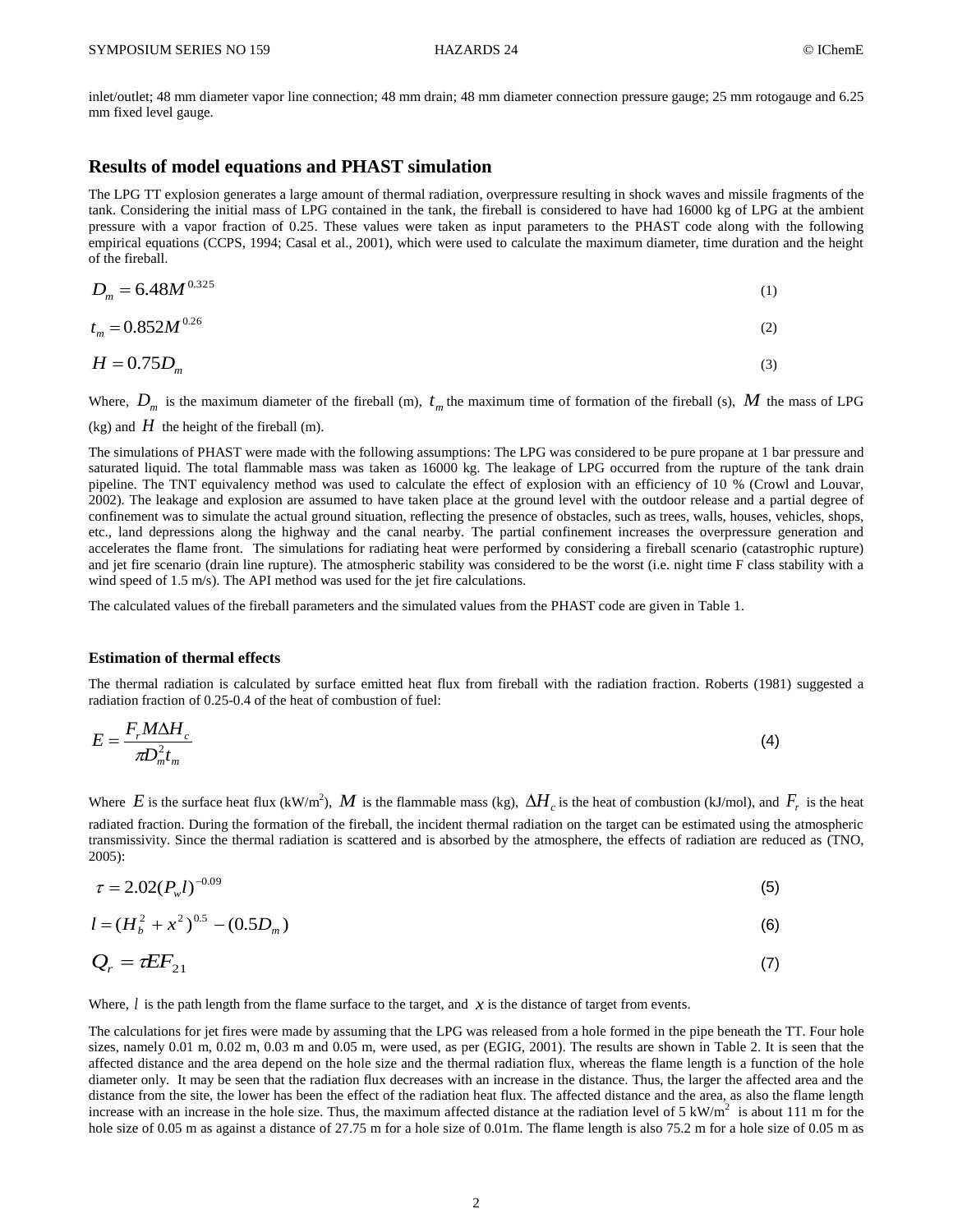inlet/outlet; 48 mm diameter vapor line connection; 48 mm drain; 48 mm diameter connection pressure gauge; 25 mm rotogauge and 6.25 mm fixed level gauge.

## Results of model equations and PHAST simulation

The LPG TT explosion generates a large amount of thermal radiation, overpressure resulting in shock waves and missile fragments of the tank. Considering the initial mass of LPG contained in the tank, the fireball is considered to have had 16000 kg of LPG at the ambient pressure with a vapor fraction of 0.25. These values were taken as input parameters to the PHAST code along with the following empirical equations (CCPS, 1994; Casal et al., 2001), which were used to calculate the maximum diameter, time duration and the height of the fireball.

$$D_m = 6.48 M^{0.325} \tag{1}$$

$$t_m = 0.852 M^{0.26} \tag{2}$$

$$H = 0.75 D_m \tag{3}$$

Where, $D_m$ is the maximum diameter of the fireball (m), $t_m$ the maximum time of formation of the fireball (s), $M$ the mass of LPG (kg) and $H$ the height of the fireball (m).

The simulations of PHAST were made with the following assumptions: The LPG was considered to be pure propane at 1 bar pressure and saturated liquid. The total flammable mass was taken as 16000 kg. The leakage of LPG occurred from the rupture of the tank drain pipeline. The TNT equivalency method was used to calculate the effect of explosion with an efficiency of 10 % (Crowl and Louvar, 2002). The leakage and explosion are assumed to have taken place at the ground level with the outdoor release and a partial degree of confinement was to simulate the actual ground situation, reflecting the presence of obstacles, such as trees, walls, houses, vehicles, shops, etc., land depressions along the highway and the canal nearby. The partial confinement increases the overpressure generation and accelerates the flame front. The simulations for radiating heat were performed by considering a fireball scenario (catastrophic rupture) and jet fire scenario (drain line rupture). The atmospheric stability was considered to be the worst (i.e. night time F class stability with a wind speed of 1.5 m/s). The API method was used for the jet fire calculations.

The calculated values of the fireball parameters and the simulated values from the PHAST code are given in Table 1.

### Estimation of thermal effects

The thermal radiation is calculated by surface emitted heat flux from fireball with the radiation fraction. Roberts (1981) suggested a radiation fraction of 0.25-0.4 of the heat of combustion of fuel:

$$E = \frac{F_r M \Delta H_c}{\pi D_m^2 t_m} \tag{4}$$

Where $E$ is the surface heat flux (kW/m$^2$), $M$ is the flammable mass (kg), $\Delta H_c$ is the heat of combustion (kJ/mol), and $F_r$ is the heat radiated fraction. During the formation of the fireball, the incident thermal radiation on the target can be estimated using the atmospheric transmissivity. Since the thermal radiation is scattered and is absorbed by the atmosphere, the effects of radiation are reduced as (TNO, 2005):

$$\tau = 2.02 (P_w l)^{-0.09} \tag{5}$$

$$l = (H_b^2 + x^2)^{0.5} - (0.5 D_m) \tag{6}$$

$$Q_r = \tau E F_{21} \tag{7}$$

Where, $l$ is the path length from the flame surface to the target, and $x$ is the distance of target from events.

The calculations for jet fires were made by assuming that the LPG was released from a hole formed in the pipe beneath the TT. Four hole sizes, namely 0.01 m, 0.02 m, 0.03 m and 0.05 m, were used, as per (EGIG, 2001). The results are shown in Table 2. It is seen that the affected distance and the area depend on the hole size and the thermal radiation flux, whereas the flame length is a function of the hole diameter only. It may be seen that the radiation flux decreases with an increase in the distance. Thus, the larger the affected area and the distance from the site, the lower has been the effect of the radiation heat flux. The affected distance and the area, as also the flame length increase with an increase in the hole size. Thus, the maximum affected distance at the radiation level of 5 kW/m$^2$ is about 111 m for the hole size of 0.05 m as against a distance of 27.75 m for a hole size of 0.01m. The flame length is also 75.2 m for a hole size of 0.05 m as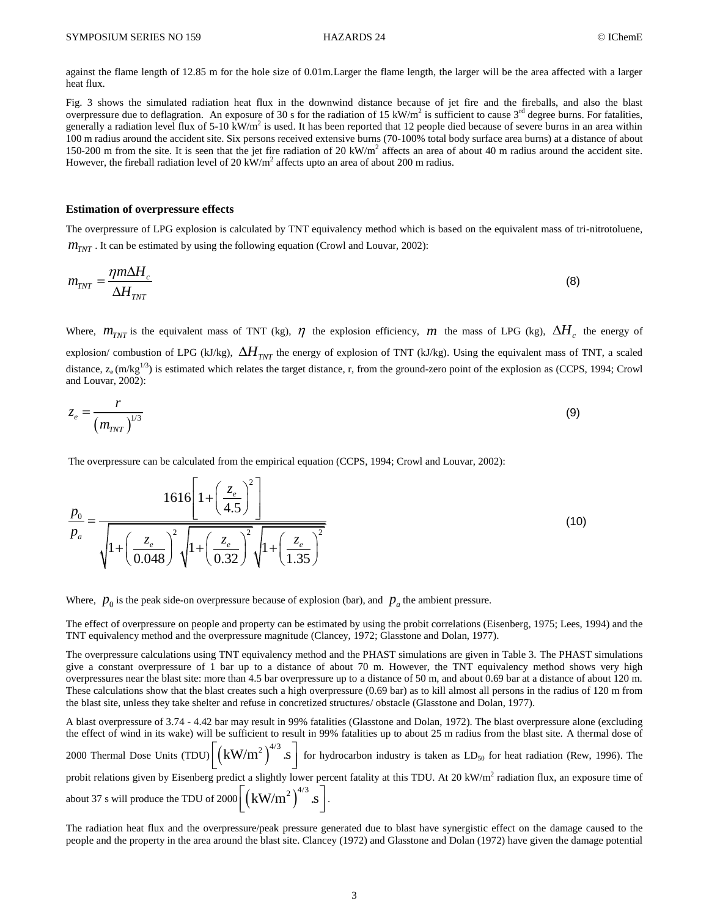against the flame length of 12.85 m for the hole size of 0.01m.Larger the flame length, the larger will be the area affected with a larger heat flux.

Fig. 3 shows the simulated radiation heat flux in the downwind distance because of jet fire and the fireballs, and also the blast overpressure due to deflagration. An exposure of 30 s for the radiation of 15 kW/m$^2$ is sufficient to cause 3$^{rd}$ degree burns. For fatalities, generally a radiation level flux of 5-10 kW/m$^2$ is used. It has been reported that 12 people died because of severe burns in an area within 100 m radius around the accident site. Six persons received extensive burns (70-100% total body surface area burns) at a distance of about 150-200 m from the site. It is seen that the jet fire radiation of 20 kW/m$^2$ affects an area of about 40 m radius around the accident site. However, the fireball radiation level of 20 kW/m$^2$ affects upto an area of about 200 m radius.

## Estimation of overpressure effects

The overpressure of LPG explosion is calculated by TNT equivalency method which is based on the equivalent mass of tri-nitrotoluene, $m_{TNT}$ . It can be estimated by using the following equation (Crowl and Louvar, 2002):

$$m_{TNT} = \frac{\eta m \Delta H_c}{\Delta H_{TNT}} \tag{8}$$

Where, $m_{TNT}$ is the equivalent mass of TNT (kg), $\eta$ the explosion efficiency, $m$ the mass of LPG (kg), $\Delta H_c$ the energy of explosion/ combustion of LPG (kJ/kg), $\Delta H_{TNT}$ the energy of explosion of TNT (kJ/kg). Using the equivalent mass of TNT, a scaled distance, $z_e$ (m/kg$^{1/3}$) is estimated which relates the target distance, r, from the ground-zero point of the explosion as (CCPS, 1994; Crowl and Louvar, 2002):

$$z_e = \frac{r}{\left(m_{TNT}\right)^{1/3}} \tag{9}$$

The overpressure can be calculated from the empirical equation (CCPS, 1994; Crowl and Louvar, 2002):

$$\frac{p_0}{p_a} = \frac{1616\left[1+\left(\dfrac{z_e}{4.5}\right)^2\right]}{\sqrt{1+\left(\dfrac{z_e}{0.048}\right)^2}\sqrt{1+\left(\dfrac{z_e}{0.32}\right)^2}\sqrt{1+\left(\dfrac{z_e}{1.35}\right)^2}} \tag{10}$$

Where, $p_0$ is the peak side-on overpressure because of explosion (bar), and $p_a$ the ambient pressure.

The effect of overpressure on people and property can be estimated by using the probit correlations (Eisenberg, 1975; Lees, 1994) and the TNT equivalency method and the overpressure magnitude (Clancey, 1972; Glasstone and Dolan, 1977).

The overpressure calculations using TNT equivalency method and the PHAST simulations are given in Table 3. The PHAST simulations give a constant overpressure of 1 bar up to a distance of about 70 m. However, the TNT equivalency method shows very high overpressures near the blast site: more than 4.5 bar overpressure up to a distance of 50 m, and about 0.69 bar at a distance of about 120 m. These calculations show that the blast creates such a high overpressure (0.69 bar) as to kill almost all persons in the radius of 120 m from the blast site, unless they take shelter and refuse in concretized structures/ obstacle (Glasstone and Dolan, 1977).

A blast overpressure of 3.74 - 4.42 bar may result in 99% fatalities (Glasstone and Dolan, 1972). The blast overpressure alone (excluding the effect of wind in its wake) will be sufficient to result in 99% fatalities up to about 25 m radius from the blast site. A thermal dose of 2000 Thermal Dose Units (TDU) $\left[\left(\mathrm{kW/m^2}\right)^{4/3}.\mathrm{s}\right]$ for hydrocarbon industry is taken as LD$_{50}$ for heat radiation (Rew, 1996). The probit relations given by Eisenberg predict a slightly lower percent fatality at this TDU. At 20 kW/m$^2$ radiation flux, an exposure time of about 37 s will produce the TDU of 2000 $\left[\left(\mathrm{kW/m^2}\right)^{4/3}.\mathrm{s}\right]$.

The radiation heat flux and the overpressure/peak pressure generated due to blast have synergistic effect on the damage caused to the people and the property in the area around the blast site. Clancey (1972) and Glasstone and Dolan (1972) have given the damage potential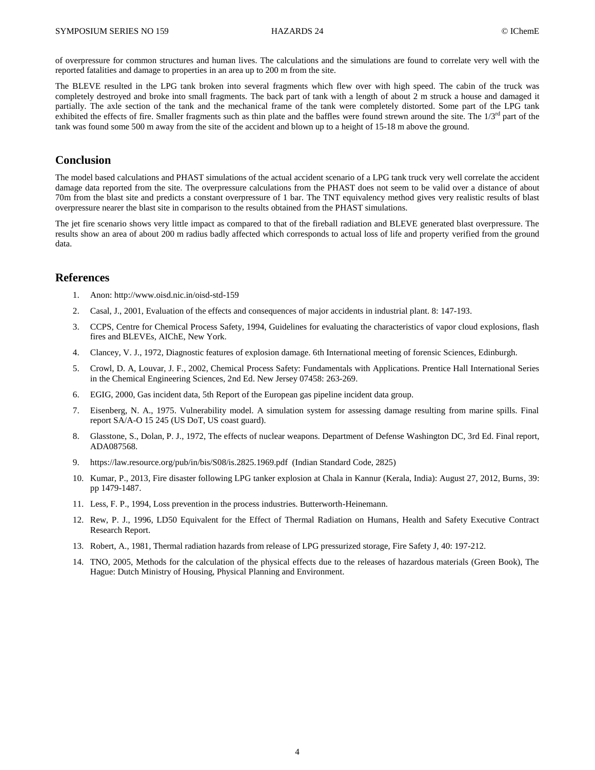of overpressure for common structures and human lives. The calculations and the simulations are found to correlate very well with the reported fatalities and damage to properties in an area up to 200 m from the site.

The BLEVE resulted in the LPG tank broken into several fragments which flew over with high speed. The cabin of the truck was completely destroyed and broke into small fragments. The back part of tank with a length of about 2 m struck a house and damaged it partially. The axle section of the tank and the mechanical frame of the tank were completely distorted. Some part of the LPG tank exhibited the effects of fire. Smaller fragments such as thin plate and the baffles were found strewn around the site. The 1/3rd part of the tank was found some 500 m away from the site of the accident and blown up to a height of 15-18 m above the ground.

## Conclusion

The model based calculations and PHAST simulations of the actual accident scenario of a LPG tank truck very well correlate the accident damage data reported from the site. The overpressure calculations from the PHAST does not seem to be valid over a distance of about 70m from the blast site and predicts a constant overpressure of 1 bar. The TNT equivalency method gives very realistic results of blast overpressure nearer the blast site in comparison to the results obtained from the PHAST simulations.

The jet fire scenario shows very little impact as compared to that of the fireball radiation and BLEVE generated blast overpressure. The results show an area of about 200 m radius badly affected which corresponds to actual loss of life and property verified from the ground data.

## References

1. Anon: http://www.oisd.nic.in/oisd-std-159
2. Casal, J., 2001, Evaluation of the effects and consequences of major accidents in industrial plant. 8: 147-193.
3. CCPS, Centre for Chemical Process Safety, 1994, Guidelines for evaluating the characteristics of vapor cloud explosions, flash fires and BLEVEs, AIChE, New York.
4. Clancey, V. J., 1972, Diagnostic features of explosion damage. 6th International meeting of forensic Sciences, Edinburgh.
5. Crowl, D. A, Louvar, J. F., 2002, Chemical Process Safety: Fundamentals with Applications. Prentice Hall International Series in the Chemical Engineering Sciences, 2nd Ed. New Jersey 07458: 263-269.
6. EGIG, 2000, Gas incident data, 5th Report of the European gas pipeline incident data group.
7. Eisenberg, N. A., 1975. Vulnerability model. A simulation system for assessing damage resulting from marine spills. Final report SA/A-O 15 245 (US DoT, US coast guard).
8. Glasstone, S., Dolan, P. J., 1972, The effects of nuclear weapons. Department of Defense Washington DC, 3rd Ed. Final report, ADA087568.
9. https://law.resource.org/pub/in/bis/S08/is.2825.1969.pdf (Indian Standard Code, 2825)
10. Kumar, P., 2013, Fire disaster following LPG tanker explosion at Chala in Kannur (Kerala, India): August 27, 2012, Burns, 39: pp 1479-1487.
11. Less, F. P., 1994, Loss prevention in the process industries. Butterworth-Heinemann.
12. Rew, P. J., 1996, LD50 Equivalent for the Effect of Thermal Radiation on Humans, Health and Safety Executive Contract Research Report.
13. Robert, A., 1981, Thermal radiation hazards from release of LPG pressurized storage, Fire Safety J, 40: 197-212.
14. TNO, 2005, Methods for the calculation of the physical effects due to the releases of hazardous materials (Green Book), The Hague: Dutch Ministry of Housing, Physical Planning and Environment.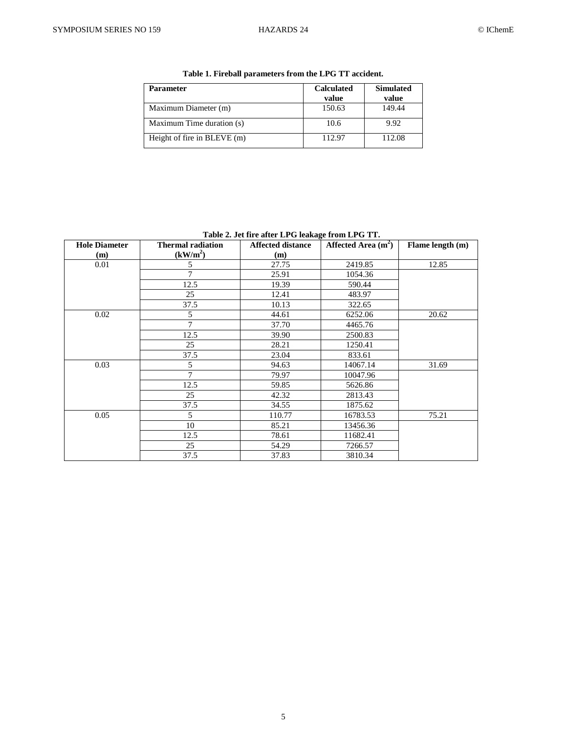**Table 1. Fireball parameters from the LPG TT accident.**

| Parameter | Calculated value | Simulated value |
|---|---|---|
| Maximum Diameter (m) | 150.63 | 149.44 |
| Maximum Time duration (s) | 10.6 | 9.92 |
| Height of fire in BLEVE (m) | 112.97 | 112.08 |

**Table 2. Jet fire after LPG leakage from LPG TT.**

| Hole Diameter (m) | Thermal radiation ($kW/m^2$) | Affected distance (m) | Affected Area ($m^2$) | Flame length (m) |
|---|---|---|---|---|
| 0.01 | 5 | 27.75 | 2419.85 | 12.85 |
| | 7 | 25.91 | 1054.36 | |
| | 12.5 | 19.39 | 590.44 | |
| | 25 | 12.41 | 483.97 | |
| | 37.5 | 10.13 | 322.65 | |
| 0.02 | 5 | 44.61 | 6252.06 | 20.62 |
| | 7 | 37.70 | 4465.76 | |
| | 12.5 | 39.90 | 2500.83 | |
| | 25 | 28.21 | 1250.41 | |
| | 37.5 | 23.04 | 833.61 | |
| 0.03 | 5 | 94.63 | 14067.14 | 31.69 |
| | 7 | 79.97 | 10047.96 | |
| | 12.5 | 59.85 | 5626.86 | |
| | 25 | 42.32 | 2813.43 | |
| | 37.5 | 34.55 | 1875.62 | |
| 0.05 | 5 | 110.77 | 16783.53 | 75.21 |
| | 10 | 85.21 | 13456.36 | |
| | 12.5 | 78.61 | 11682.41 | |
| | 25 | 54.29 | 7266.57 | |
| | 37.5 | 37.83 | 3810.34 | |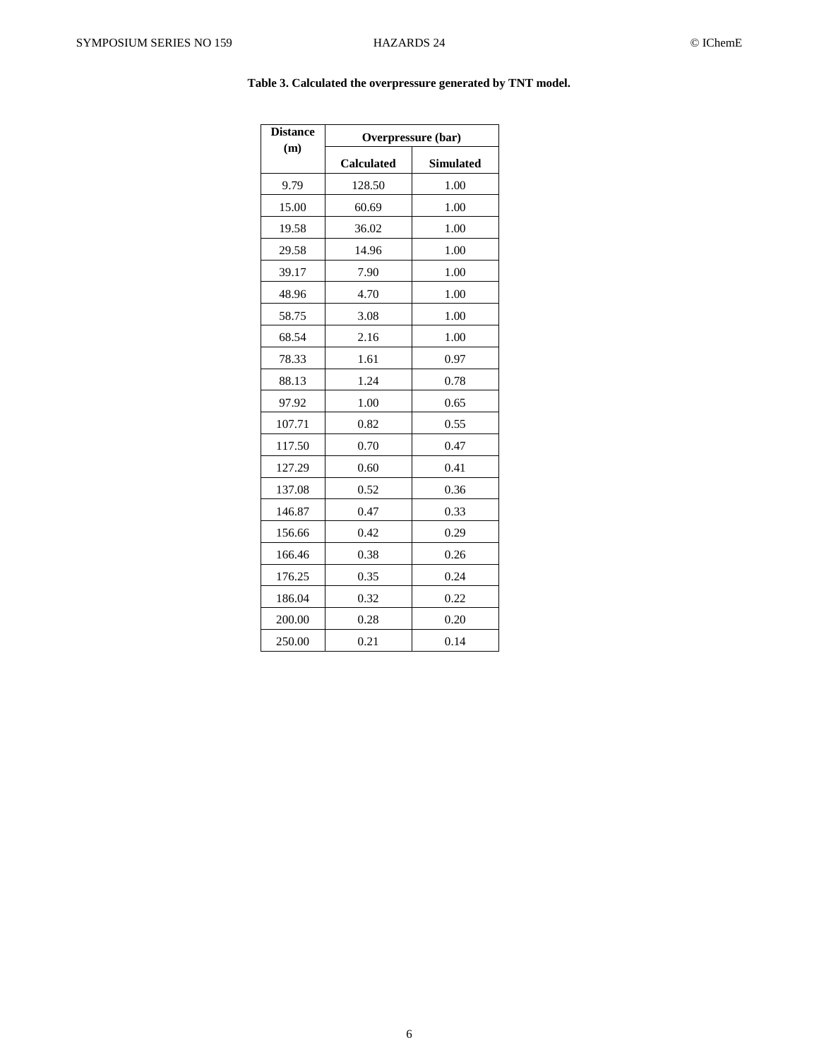**Table 3. Calculated the overpressure generated by TNT model.**

| Distance (m) | Overpressure (bar) | |
|---|---|---|
| | Calculated | Simulated |
| 9.79 | 128.50 | 1.00 |
| 15.00 | 60.69 | 1.00 |
| 19.58 | 36.02 | 1.00 |
| 29.58 | 14.96 | 1.00 |
| 39.17 | 7.90 | 1.00 |
| 48.96 | 4.70 | 1.00 |
| 58.75 | 3.08 | 1.00 |
| 68.54 | 2.16 | 1.00 |
| 78.33 | 1.61 | 0.97 |
| 88.13 | 1.24 | 0.78 |
| 97.92 | 1.00 | 0.65 |
| 107.71 | 0.82 | 0.55 |
| 117.50 | 0.70 | 0.47 |
| 127.29 | 0.60 | 0.41 |
| 137.08 | 0.52 | 0.36 |
| 146.87 | 0.47 | 0.33 |
| 156.66 | 0.42 | 0.29 |
| 166.46 | 0.38 | 0.26 |
| 176.25 | 0.35 | 0.24 |
| 186.04 | 0.32 | 0.22 |
| 200.00 | 0.28 | 0.20 |
| 250.00 | 0.21 | 0.14 |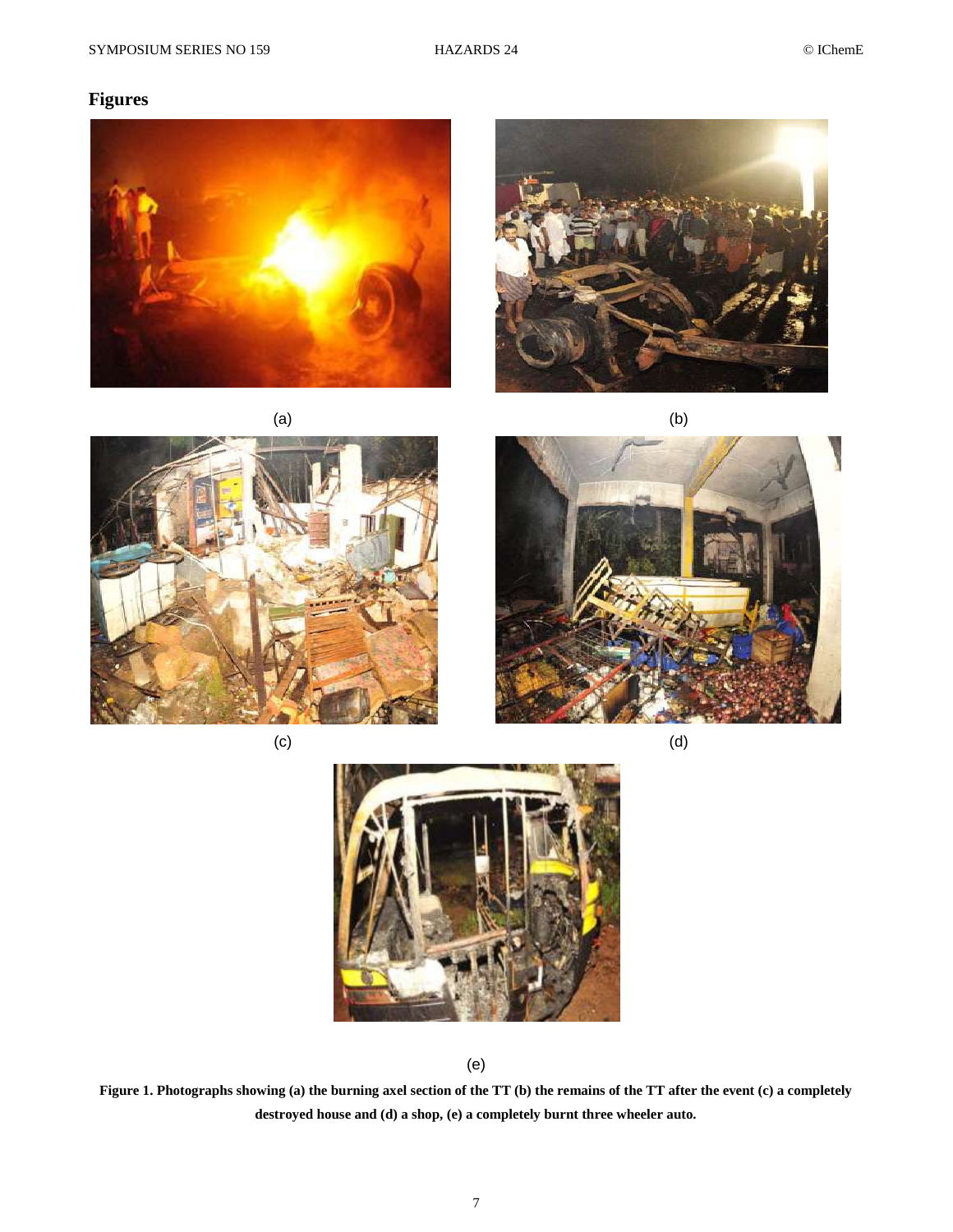## Figures

(a)

(b)

(c)

(d)

(e)

**Figure 1. Photographs showing (a) the burning axel section of the TT (b) the remains of the TT after the event (c) a completely destroyed house and (d) a shop, (e) a completely burnt three wheeler auto.**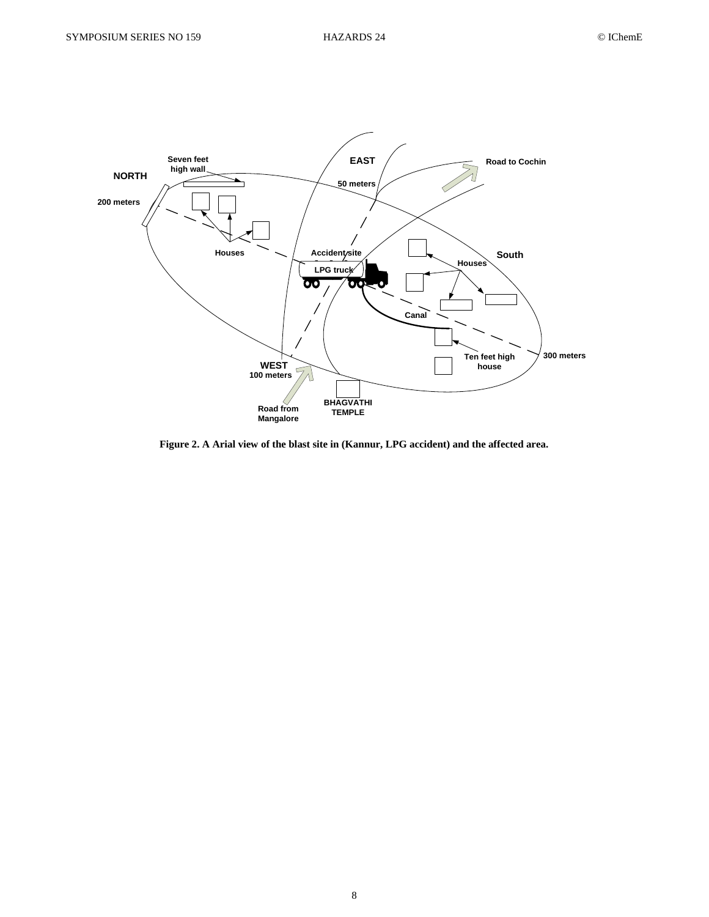**Figure 2. A Arial view of the blast site in (Kannur, LPG accident) and the affected area.**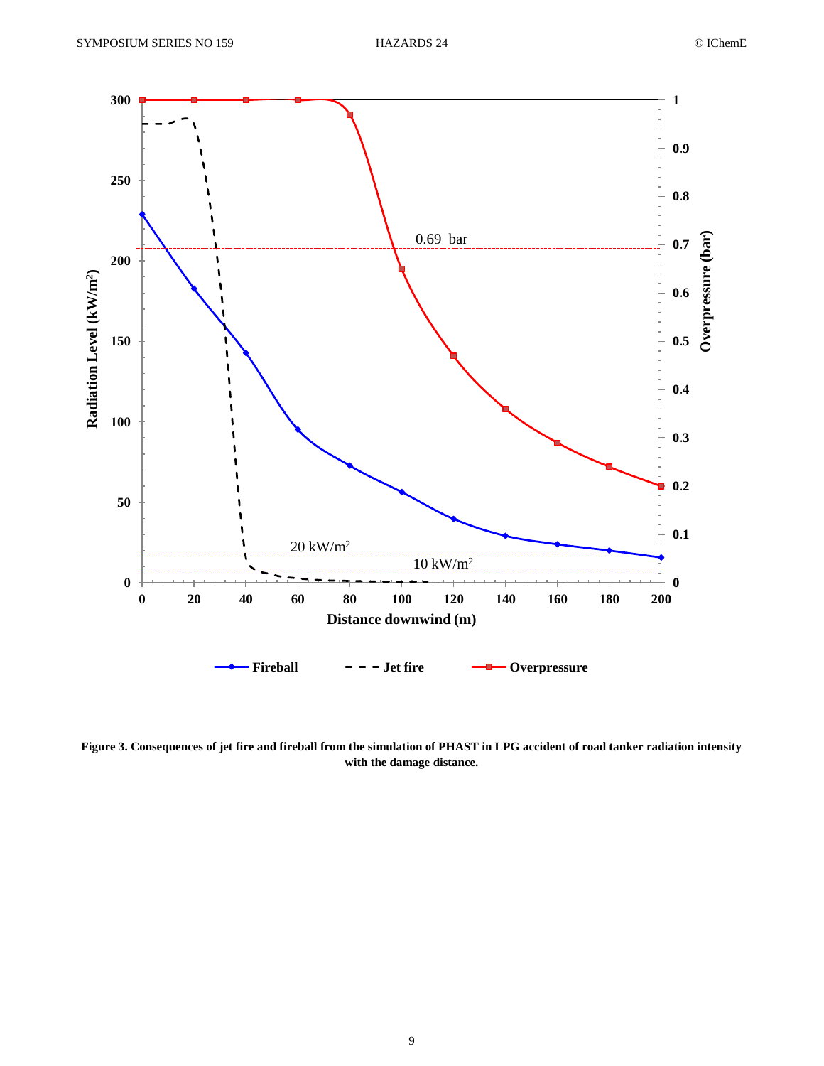300
250
200
150
100
50
0

Radiation Level (kW/m$^2$)

1
0.9
0.8
0.7
0.6
0.5
0.4
0.3
0.2
0.1
0

Overpressure (bar)

0.69 bar

20 kW/m$^2$

10 kW/m$^2$

0 20 40 60 80 100 120 140 160 180 200

Distance downwind (m)

Fireball
Jet fire
Overpressure

**Figure 3. Consequences of jet fire and fireball from the simulation of PHAST in LPG accident of road tanker radiation intensity with the damage distance.**